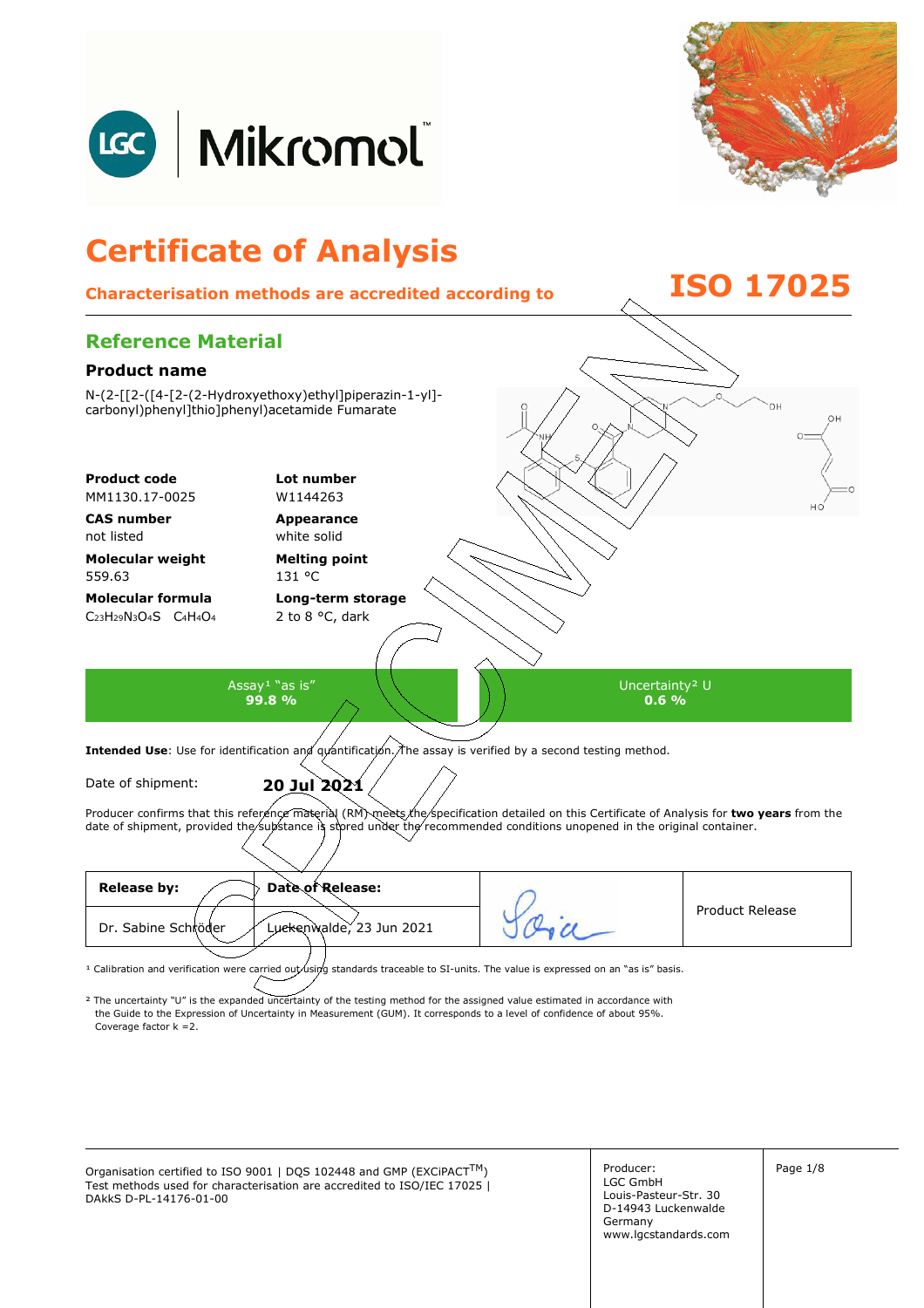# Certificate of Analysis

**Characterisation methods are accredited according to ISO 17025**

## Reference Material

### Product name

N-(2-[[2-([4-[2-(2-Hydroxyethoxy)ethyl]piperazin-1-yl]-carbonyl)phenyl]thio]phenyl)acetamide Fumarate

| | |
|---|---|
| **Product code**<br>MM1130.17-0025 | **Lot number**<br>W1144263 |
| **CAS number**<br>not listed | **Appearance**<br>white solid |
| **Molecular weight**<br>559.63 | **Melting point**<br>131 °C |
| **Molecular formula**<br>$C_{23}H_{29}N_3O_4S \quad C_4H_4O_4$ | **Long-term storage**<br>2 to 8 °C, dark |

| Assay[1] "as is" | Uncertainty[2] U |
|---|---|
| **99.8 %** | **0.6 %** |

**Intended Use**: Use for identification and quantification. The assay is verified by a second testing method.

Date of shipment: **20 Jul 2021**

Producer confirms that this reference material (RM) meets the specification detailed on this Certificate of Analysis for **two years** from the date of shipment, provided the substance is stored under the recommended conditions unopened in the original container.

| **Release by:** | **Date of Release:** | | |
|---|---|---|---|
| Dr. Sabine Schröder | Luckenwalde, 23 Jun 2021 | [signature] | Product Release |

[1] Calibration and verification were carried out using standards traceable to SI-units. The value is expressed on an "as is" basis.

[2] The uncertainty "U" is the expanded uncertainty of the testing method for the assigned value estimated in accordance with the Guide to the Expression of Uncertainty in Measurement (GUM). It corresponds to a level of confidence of about 95%. Coverage factor k =2.

Organisation certified to ISO 9001 | DQS 102448 and GMP (EXCiPACT™)
Test methods used for characterisation are accredited to ISO/IEC 17025 | DAkkS D-PL-14176-01-00

Producer:
LGC GmbH
Louis-Pasteur-Str. 30
D-14943 Luckenwalde
Germany
www.lgcstandards.com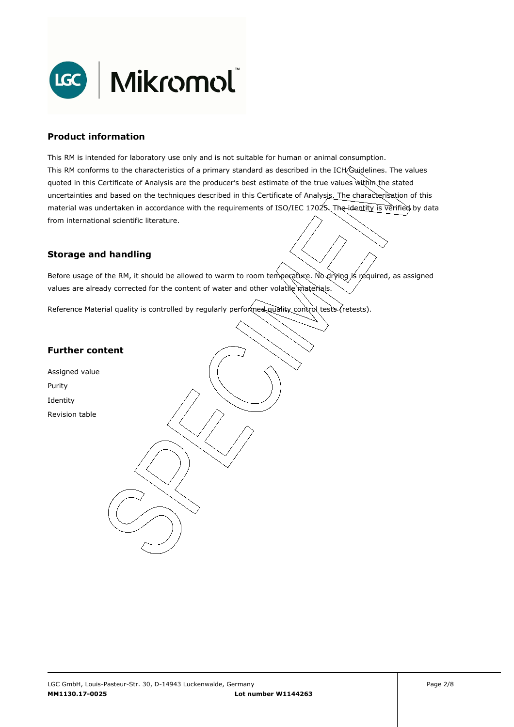## Product information

This RM is intended for laboratory use only and is not suitable for human or animal consumption.
This RM conforms to the characteristics of a primary standard as described in the ICH Guidelines. The values quoted in this Certificate of Analysis are the producer's best estimate of the true values within the stated uncertainties and based on the techniques described in this Certificate of Analysis. The characterisation of this material was undertaken in accordance with the requirements of ISO/IEC 17025. The identity is verified by data from international scientific literature.

## Storage and handling

Before usage of the RM, it should be allowed to warm to room temperature. No drying is required, as assigned values are already corrected for the content of water and other volatile materials.

Reference Material quality is controlled by regularly performed quality control tests (retests).

## Further content

Assigned value

Purity

Identity

Revision table

LGC GmbH, Louis-Pasteur-Str. 30, D-14943 Luckenwalde, Germany

**MM1130.17-0025** **Lot number W1144263**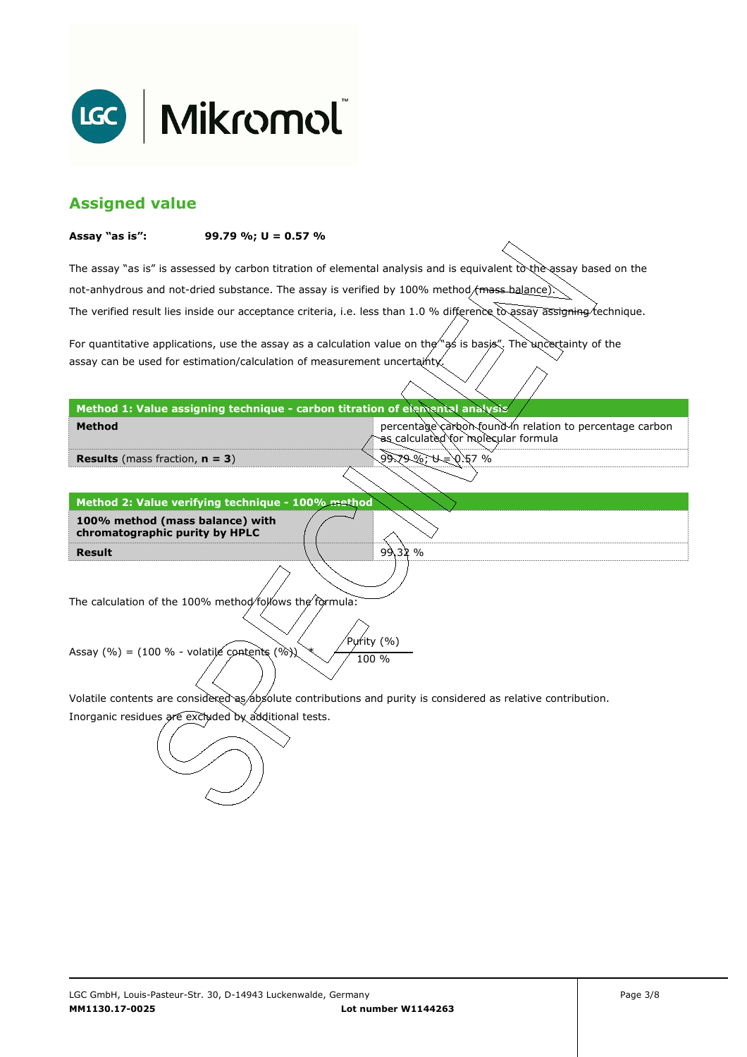## Assigned value

**Assay "as is":** **99.79 %; U = 0.57 %**

The assay "as is" is assessed by carbon titration of elemental analysis and is equivalent to the assay based on the not-anhydrous and not-dried substance. The assay is verified by 100% method (mass balance).
The verified result lies inside our acceptance criteria, i.e. less than 1.0 % difference to assay assigning technique.

For quantitative applications, use the assay as a calculation value on the "as is basis". The uncertainty of the assay can be used for estimation/calculation of measurement uncertainty.

| Method 1: Value assigning technique - carbon titration of elemental analysis | |
|---|---|
| **Method** | percentage carbon found in relation to percentage carbon as calculated for molecular formula |
| **Results** (mass fraction, **n = 3**) | 99.79 %; U = 0.57 % |

| Method 2: Value verifying technique - 100% method | |
|---|---|
| **100% method (mass balance) with chromatographic purity by HPLC** | |
| **Result** | 99.32 % |

The calculation of the 100% method follows the formula:

$$\text{Assay (\%)} = (100\ \% - \text{volatile contents (\%)}) * \frac{\text{Purity (\%)}}{100\ \%}$$

Volatile contents are considered as absolute contributions and purity is considered as relative contribution.
Inorganic residues are excluded by additional tests.

LGC GmbH, Louis-Pasteur-Str. 30, D-14943 Luckenwalde, Germany
**MM1130.17-0025** **Lot number W1144263**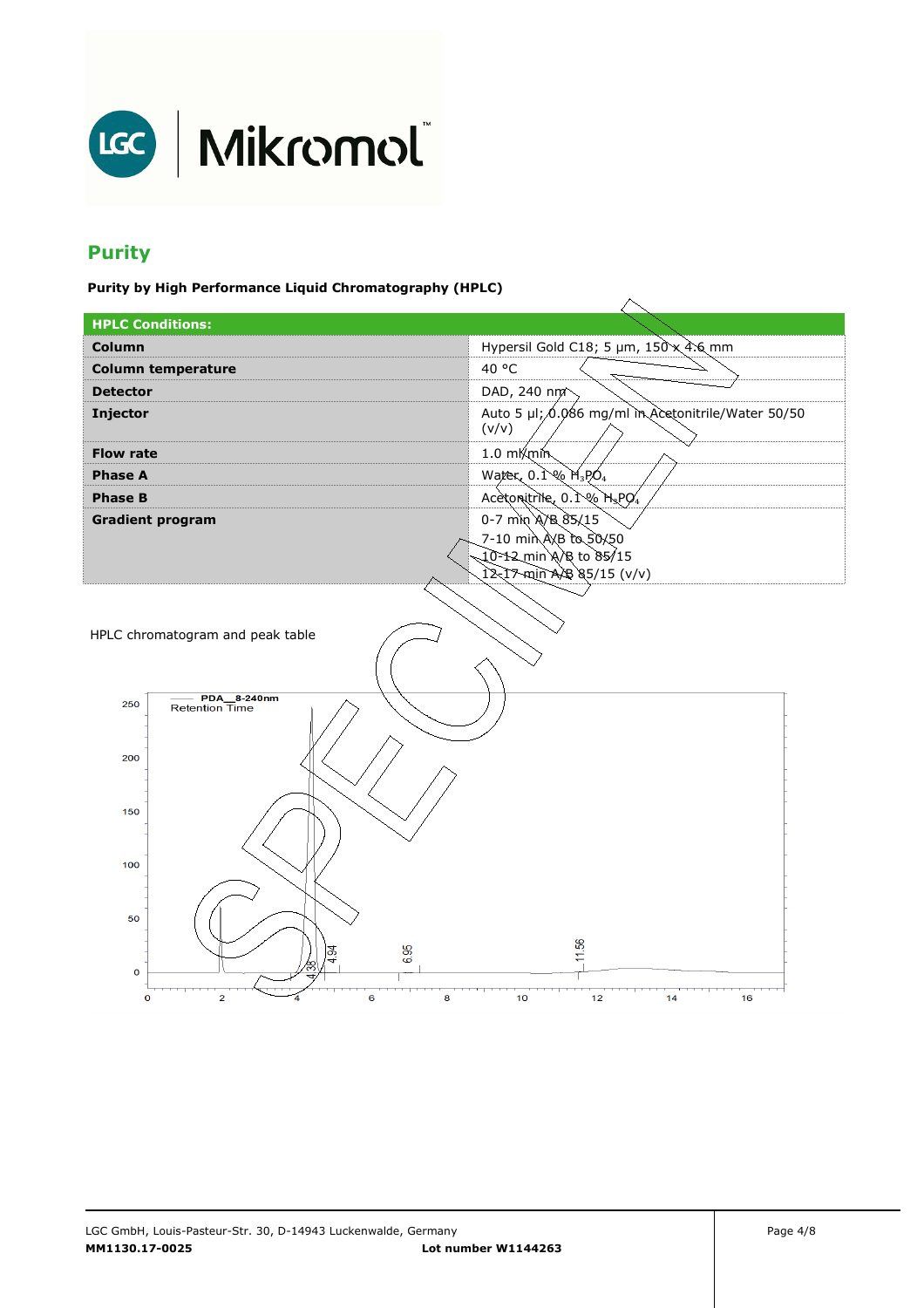## Purity

**Purity by High Performance Liquid Chromatography (HPLC)**

| HPLC Conditions: | |
|---|---|
| **Column** | Hypersil Gold C18; 5 µm, 150 x 4.6 mm |
| **Column temperature** | 40 °C |
| **Detector** | DAD, 240 nm |
| **Injector** | Auto 5 µl; 0.086 mg/ml in Acetonitrile/Water 50/50 (v/v) |
| **Flow rate** | 1.0 ml/min |
| **Phase A** | Water, 0.1 % $H_3PO_4$ |
| **Phase B** | Acetonitrile, 0.1 % $H_3PO_4$ |
| **Gradient program** | 0-7 min A/B 85/15<br>7-10 min A/B to 50/50<br>10-12 min A/B to 85/15<br>12-17 min A/B 85/15 (v/v) |

HPLC chromatogram and peak table

PDA_8-240nm
Retention Time

250
200
150
100
50
0

4.38 4.94 6.95 11.56

0 2 4 6 8 10 12 14 16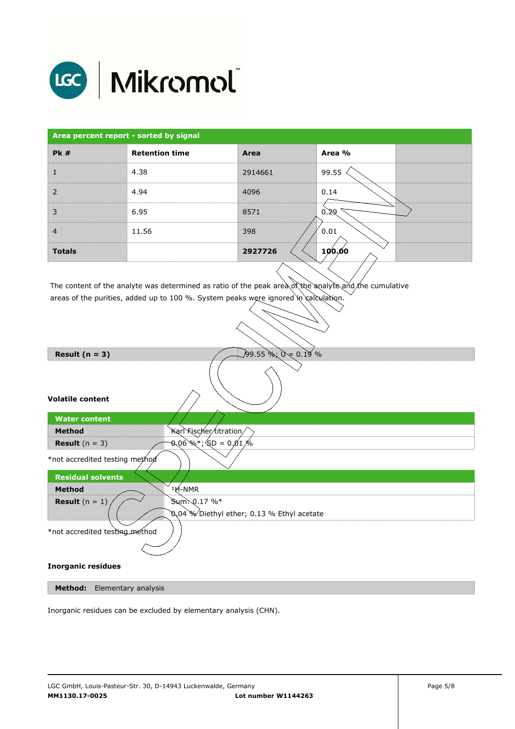| Area percent report - sorted by signal | | | | |
|---|---|---|---|---|
| **Pk #** | **Retention time** | **Area** | **Area %** | |
| 1 | 4.38 | 2914661 | 99.55 | |
| 2 | 4.94 | 4096 | 0.14 | |
| 3 | 6.95 | 8571 | 0.29 | |
| 4 | 11.56 | 398 | 0.01 | |
| **Totals** | | **2927726** | **100.00** | |

The content of the analyte was determined as ratio of the peak area of the analyte and the cumulative areas of the purities, added up to 100 %. System peaks were ignored in calculation.

| **Result (n = 3)** | 99.55 %; U = 0.19 % |
|---|---|

**Volatile content**

| Water content | |
|---|---|
| **Method** | Karl Fischer titration |
| **Result** (n = 3) | 0.06 %*; SD = 0.01 % |

*not accredited testing method

| Residual solvents | |
|---|---|
| **Method** | $^1$H-NMR |
| **Result** (n = 1) | Sum: 0.17 %*<br>0.04 % Diethyl ether; 0.13 % Ethyl acetate |

*not accredited testing method

**Inorganic residues**

| **Method:** | Elementary analysis |
|---|---|

Inorganic residues can be excluded by elementary analysis (CHN).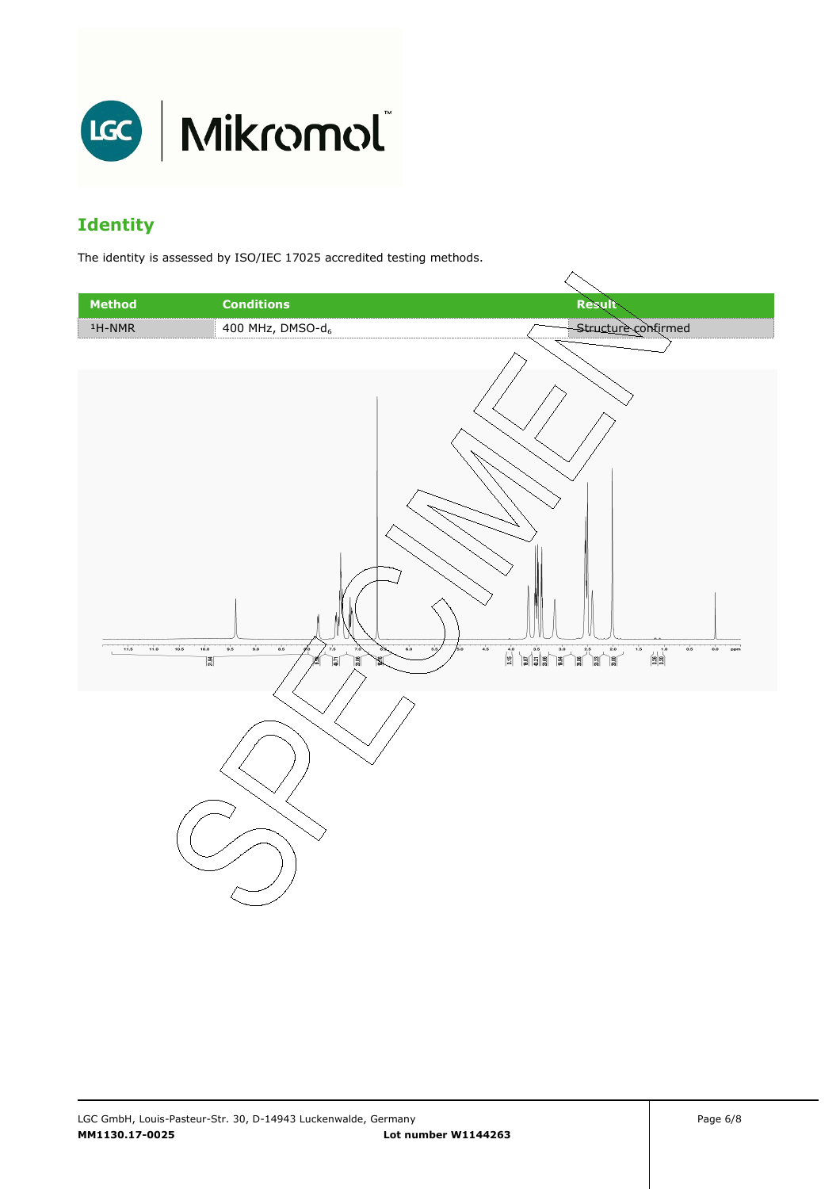## Identity

The identity is assessed by ISO/IEC 17025 accredited testing methods.

| Method | Conditions | Result |
|---|---|---|
| $^1$H-NMR | 400 MHz, DMSO-$d_6$ | Structure confirmed |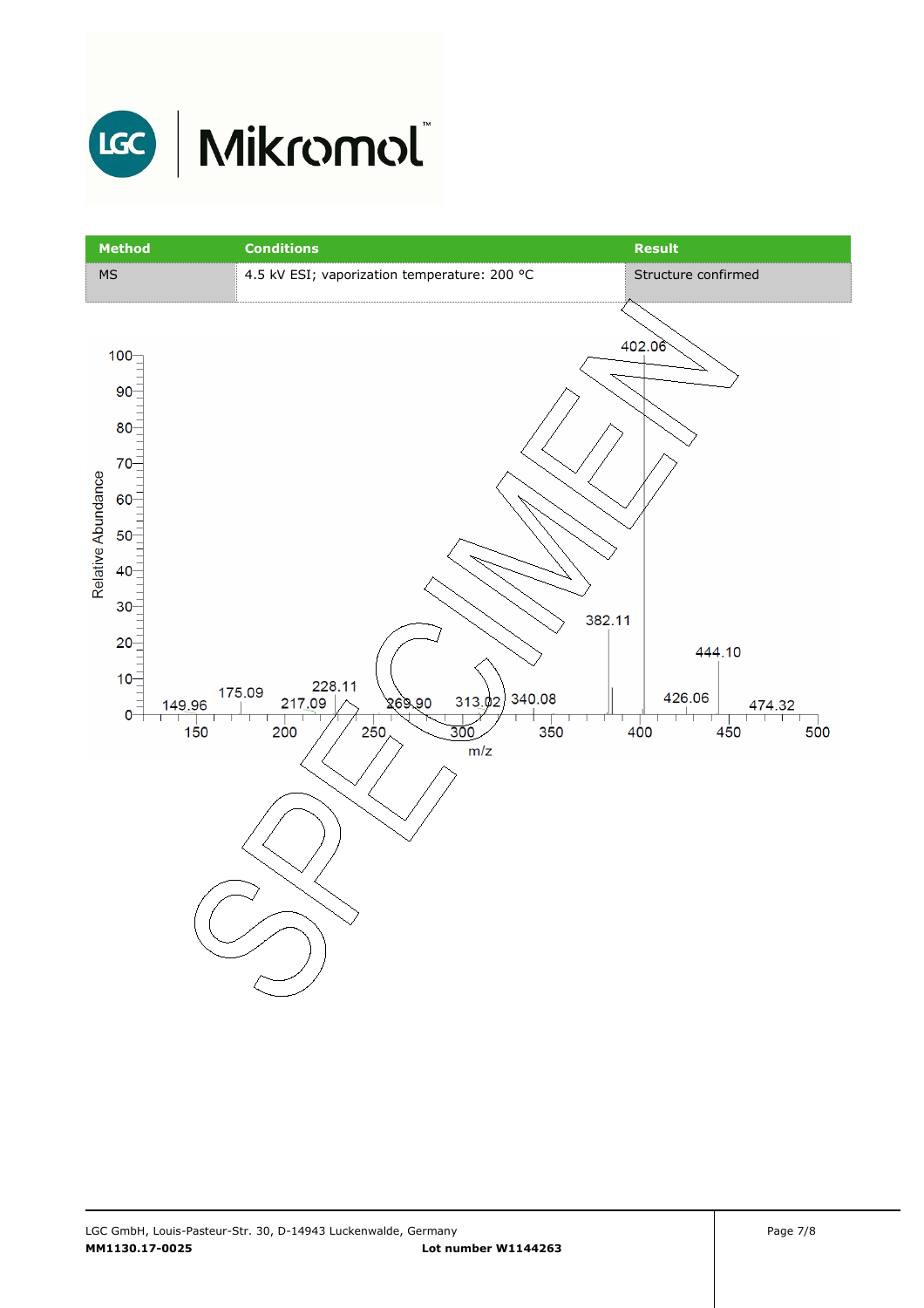| Method | Conditions | Result |
| --- | --- | --- |
| MS | 4.5 kV ESI; vaporization temperature: 200 °C | Structure confirmed |

Relative Abundance

m/z

Peaks: 149.96, 175.09, 217.09, 228.11, 269.90, 313.02, 340.08, 382.11, 402.06, 426.06, 444.10, 474.32

SPECIMEN

MM1130.17-0025 Lot number W1144263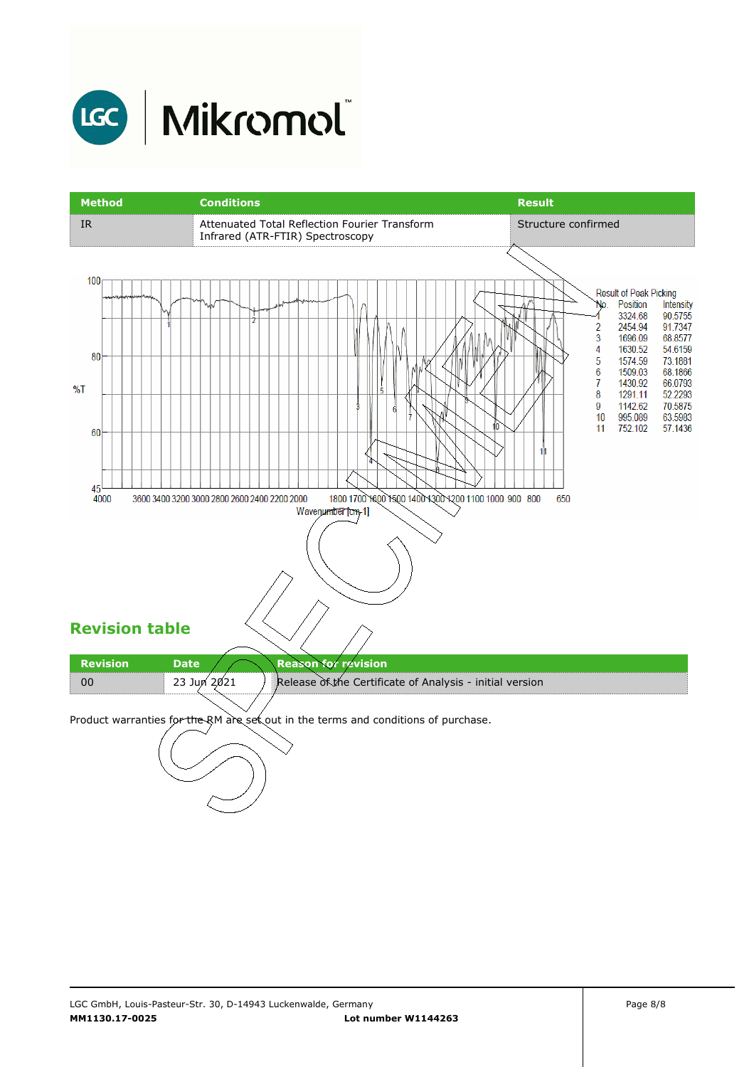| Method | Conditions | Result |
| --- | --- | --- |
| IR | Attenuated Total Reflection Fourier Transform Infrared (ATR-FTIR) Spectroscopy | Structure confirmed |

100
80
%T
60
45
4000 3600 3400 3200 3000 2800 2600 2400 2200 2000 1800 1700 1600 1500 1400 1300 1200 1100 1000 900 800 650
Wavenumber [cm-1]

Result of Peak Picking

No. Position Intensity
1 3324.68 90.5755
2 2454.94 91.7347
3 1696.09 68.8577
4 1630.52 54.6159
5 1574.59 73.1881
6 1509.03 68.1866
7 1430.92 66.0793
8 1291.11 52.2293
9 1142.62 70.5875
10 995.089 63.5983
11 752.102 57.1436

SPECIMEN

## Revision table

| Revision | Date | Reason for revision |
| --- | --- | --- |
| 00 | 23 Jun 2021 | Release of the Certificate of Analysis - initial version |

Product warranties for the RM are set out in the terms and conditions of purchase.

LGC GmbH, Louis-Pasteur-Str. 30, D-14943 Luckenwalde, Germany

**MM1130.17-0025** **Lot number W1144263**